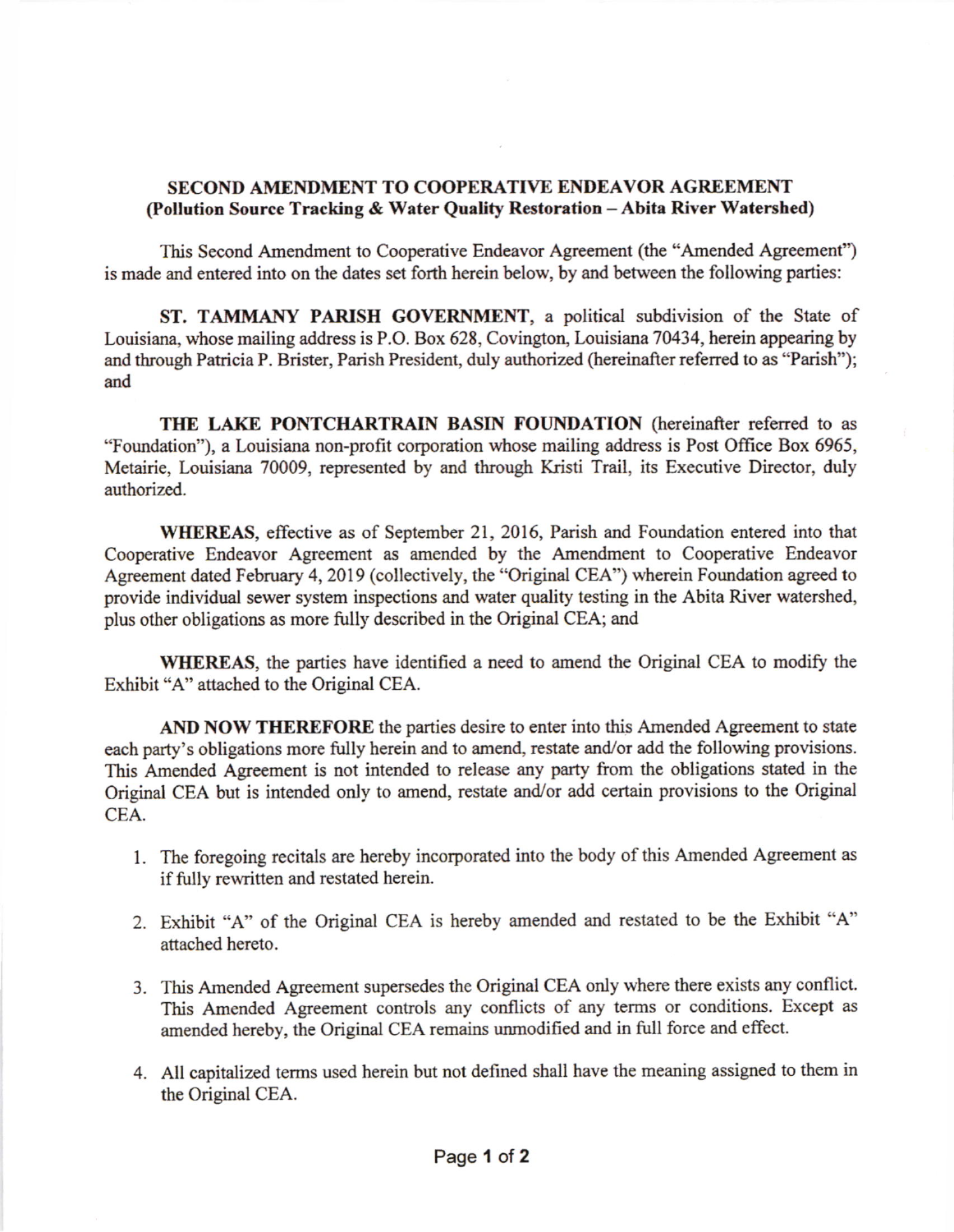**SECOND AMENDMENT TO COOPERATIVE ENDEAVOR AGREEMENT**
**(Pollution Source Tracking & Water Quality Restoration – Abita River Watershed)**

This Second Amendment to Cooperative Endeavor Agreement (the "Amended Agreement") is made and entered into on the dates set forth herein below, by and between the following parties:

**ST. TAMMANY PARISH GOVERNMENT**, a political subdivision of the State of Louisiana, whose mailing address is P.O. Box 628, Covington, Louisiana 70434, herein appearing by and through Patricia P. Brister, Parish President, duly authorized (hereinafter referred to as "Parish"); and

**THE LAKE PONTCHARTRAIN BASIN FOUNDATION** (hereinafter referred to as "Foundation"), a Louisiana non-profit corporation whose mailing address is Post Office Box 6965, Metairie, Louisiana 70009, represented by and through Kristi Trail, its Executive Director, duly authorized.

**WHEREAS**, effective as of September 21, 2016, Parish and Foundation entered into that Cooperative Endeavor Agreement as amended by the Amendment to Cooperative Endeavor Agreement dated February 4, 2019 (collectively, the "Original CEA") wherein Foundation agreed to provide individual sewer system inspections and water quality testing in the Abita River watershed, plus other obligations as more fully described in the Original CEA; and

**WHEREAS**, the parties have identified a need to amend the Original CEA to modify the Exhibit "A" attached to the Original CEA.

**AND NOW THEREFORE** the parties desire to enter into this Amended Agreement to state each party's obligations more fully herein and to amend, restate and/or add the following provisions. This Amended Agreement is not intended to release any party from the obligations stated in the Original CEA but is intended only to amend, restate and/or add certain provisions to the Original CEA.

1. The foregoing recitals are hereby incorporated into the body of this Amended Agreement as if fully rewritten and restated herein.

2. Exhibit "A" of the Original CEA is hereby amended and restated to be the Exhibit "A" attached hereto.

3. This Amended Agreement supersedes the Original CEA only where there exists any conflict. This Amended Agreement controls any conflicts of any terms or conditions. Except as amended hereby, the Original CEA remains unmodified and in full force and effect.

4. All capitalized terms used herein but not defined shall have the meaning assigned to them in the Original CEA.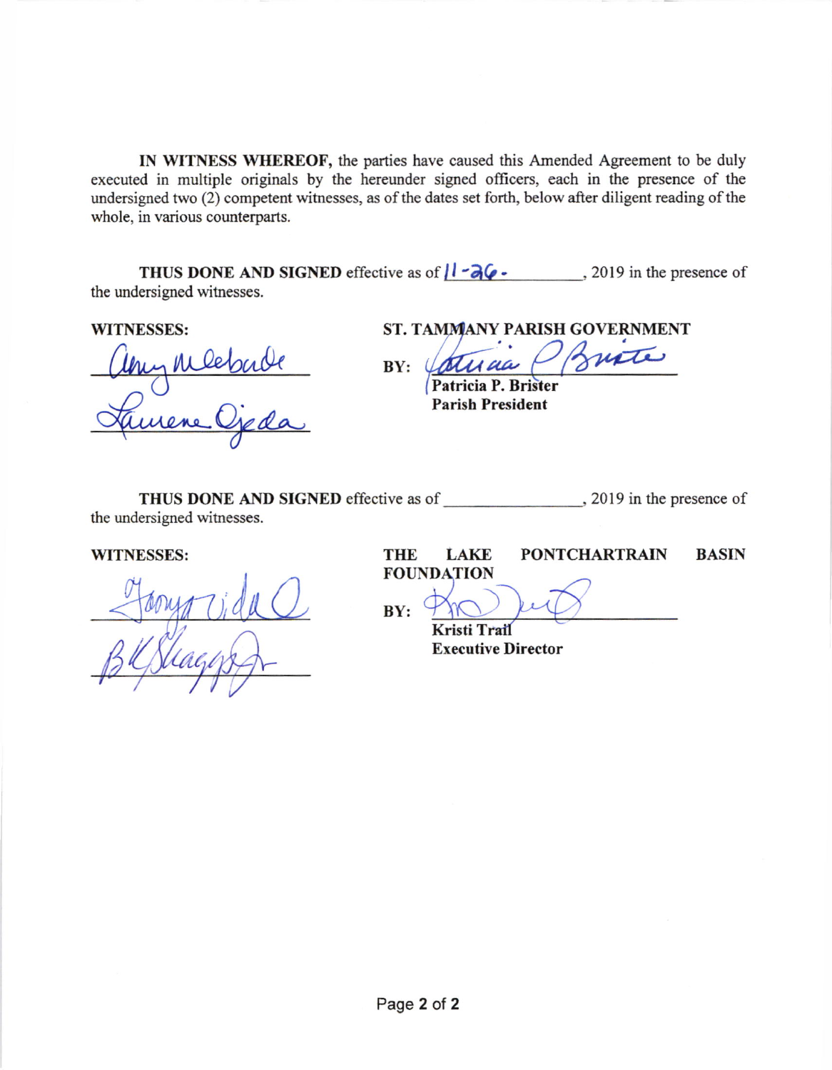**IN WITNESS WHEREOF,** the parties have caused this Amended Agreement to be duly executed in multiple originals by the hereunder signed officers, each in the presence of the undersigned two (2) competent witnesses, as of the dates set forth, below after diligent reading of the whole, in various counterparts.

**THUS DONE AND SIGNED** effective as of 11-26-\_\_\_\_\_\_\_\_, 2019 in the presence of the undersigned witnesses.

**WITNESSES:**

Amy McBride

Laurene Ojeda

**ST. TAMMANY PARISH GOVERNMENT**

BY: Patricia P. Brister

**Patricia P. Brister**
**Parish President**

**THUS DONE AND SIGNED** effective as of \_\_\_\_\_\_\_\_\_\_\_\_\_\_\_\_, 2019 in the presence of the undersigned witnesses.

**WITNESSES:**

Tonya Vidal

BK Sleaggs Jr

**THE LAKE PONTCHARTRAIN BASIN FOUNDATION**

BY: Kristi Trail

**Kristi Trail**
**Executive Director**